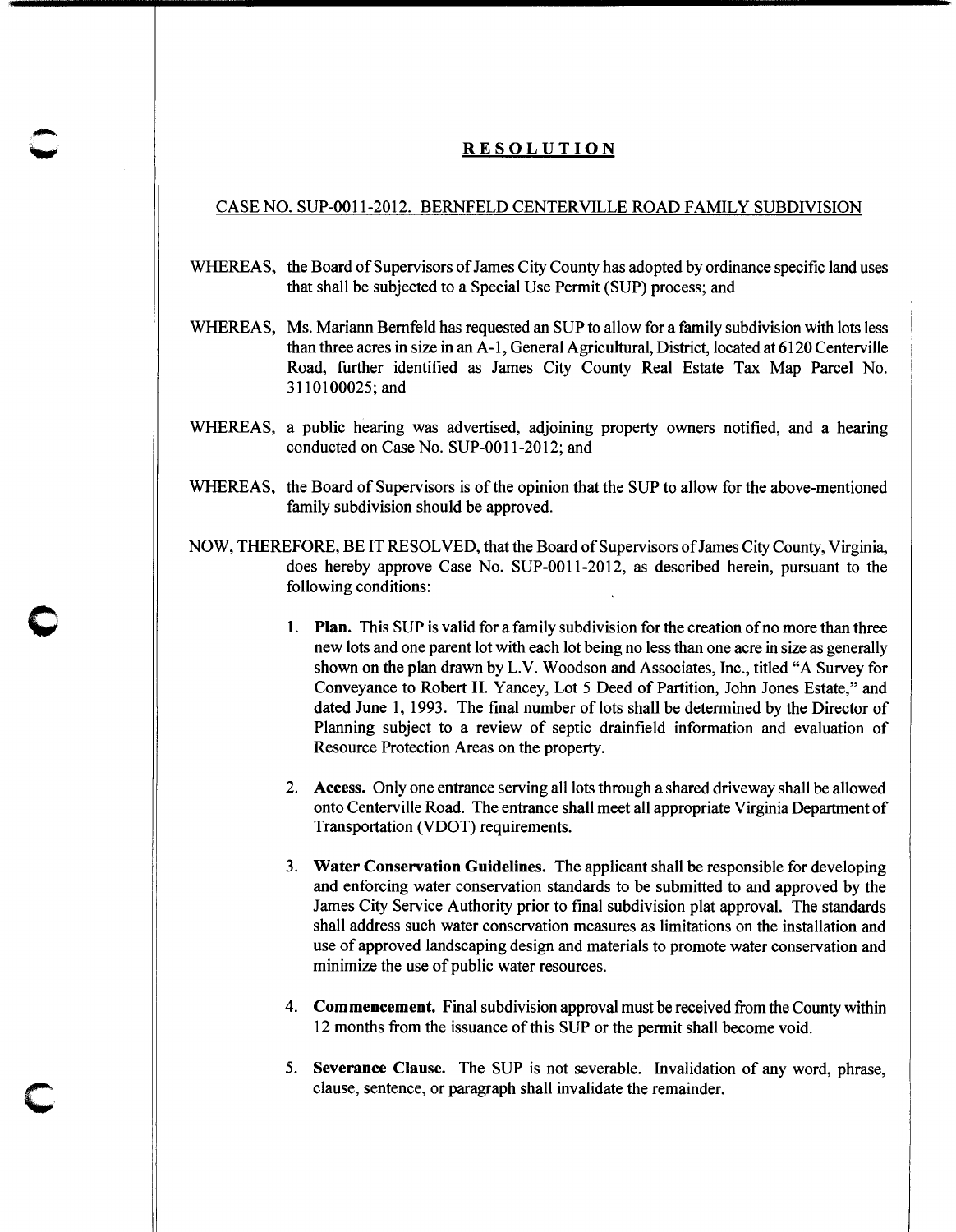# RESOLUTION

## CASE NO. SUP-0011-2012. BERNFELD CENTERVILLE ROAD FAMILY SUBDIVISION

WHEREAS, the Board of Supervisors of James City County has adopted by ordinance specific land uses that shall be subjected to a Special Use Permit (SUP) process; and

WHEREAS, Ms. Mariann Bernfeld has requested an SUP to allow for a family subdivision with lots less than three acres in size in an A-1, General Agricultural, District, located at 6120 Centerville Road, further identified as James City County Real Estate Tax Map Parcel No. 3110100025; and

WHEREAS, a public hearing was advertised, adjoining property owners notified, and a hearing conducted on Case No. SUP-0011-2012; and

WHEREAS, the Board of Supervisors is of the opinion that the SUP to allow for the above-mentioned family subdivision should be approved.

NOW, THEREFORE, BE IT RESOLVED, that the Board of Supervisors of James City County, Virginia, does hereby approve Case No. SUP-0011-2012, as described herein, pursuant to the following conditions:

1. **Plan.** This SUP is valid for a family subdivision for the creation of no more than three new lots and one parent lot with each lot being no less than one acre in size as generally shown on the plan drawn by L.V. Woodson and Associates, Inc., titled "A Survey for Conveyance to Robert H. Yancey, Lot 5 Deed of Partition, John Jones Estate," and dated June 1, 1993. The final number of lots shall be determined by the Director of Planning subject to a review of septic drainfield information and evaluation of Resource Protection Areas on the property.

2. **Access.** Only one entrance serving all lots through a shared driveway shall be allowed onto Centerville Road. The entrance shall meet all appropriate Virginia Department of Transportation (VDOT) requirements.

3. **Water Conservation Guidelines.** The applicant shall be responsible for developing and enforcing water conservation standards to be submitted to and approved by the James City Service Authority prior to final subdivision plat approval. The standards shall address such water conservation measures as limitations on the installation and use of approved landscaping design and materials to promote water conservation and minimize the use of public water resources.

4. **Commencement.** Final subdivision approval must be received from the County within 12 months from the issuance of this SUP or the permit shall become void.

5. **Severance Clause.** The SUP is not severable. Invalidation of any word, phrase, clause, sentence, or paragraph shall invalidate the remainder.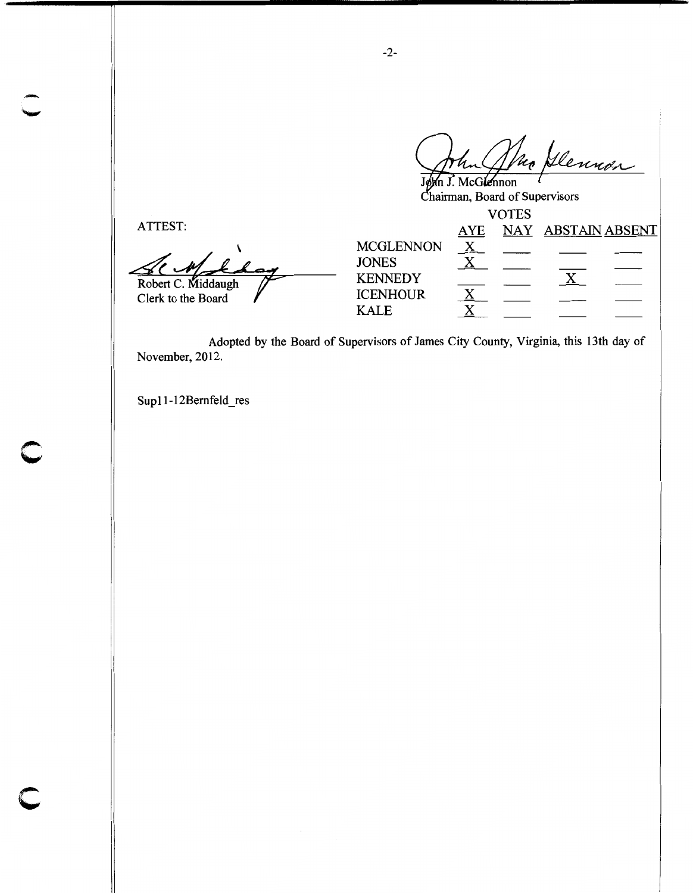John J. McGlennon
Chairman, Board of Supervisors

ATTEST:

Robert C. Middaugh
Clerk to the Board

| VOTES | AYE | NAY | ABSTAIN | ABSENT |
|---|---|---|---|---|
| MCGLENNON | X | | | |
| JONES | X | | | |
| KENNEDY | | | X | |
| ICENHOUR | X | | | |
| KALE | X | | | |

Adopted by the Board of Supervisors of James City County, Virginia, this 13th day of November, 2012.

Sup11-12Bernfeld_res